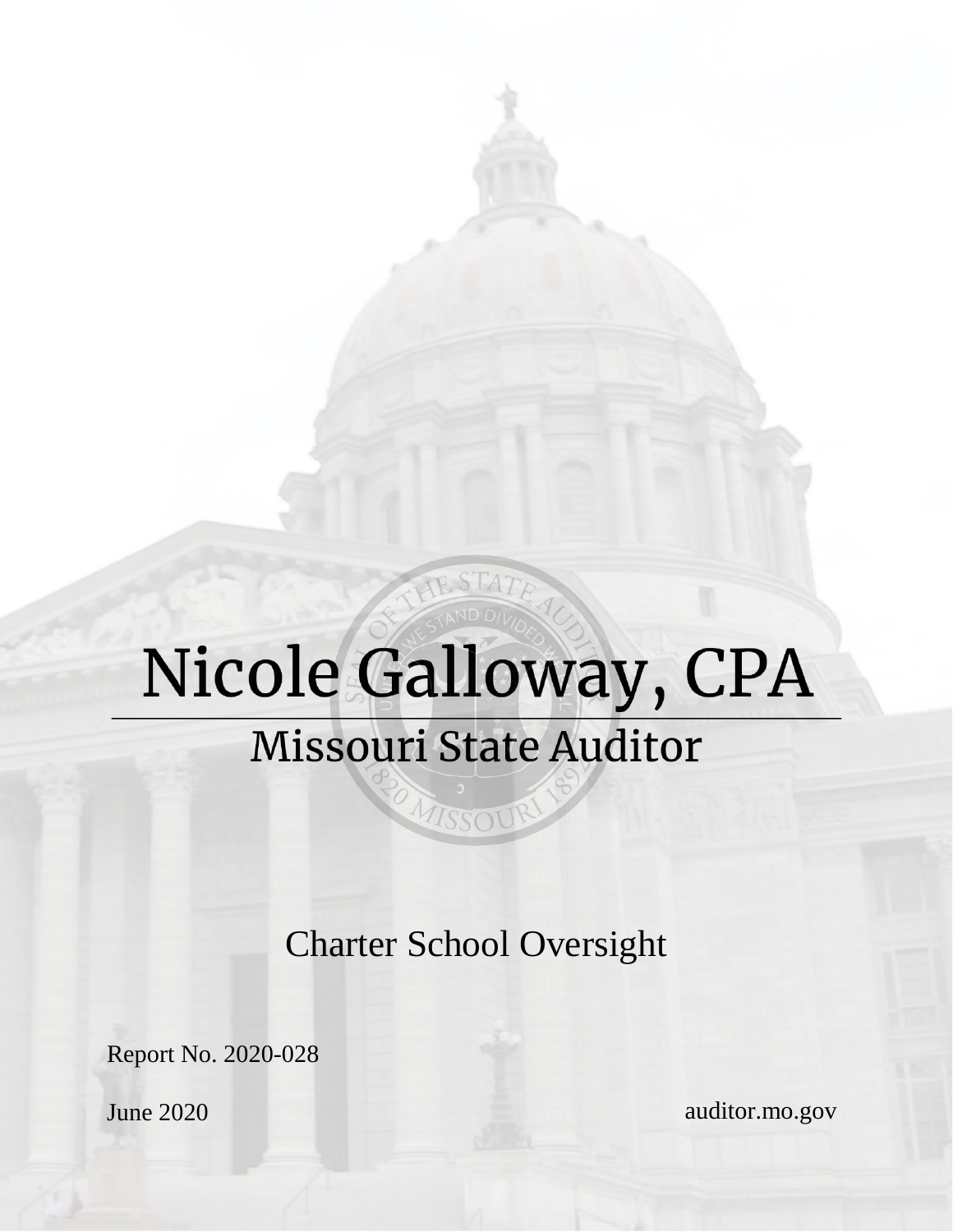# Nicole Galloway, CPA

## Missouri State Auditor

Charter School Oversight

Report No. 2020-028

June 2020

auditor.mo.gov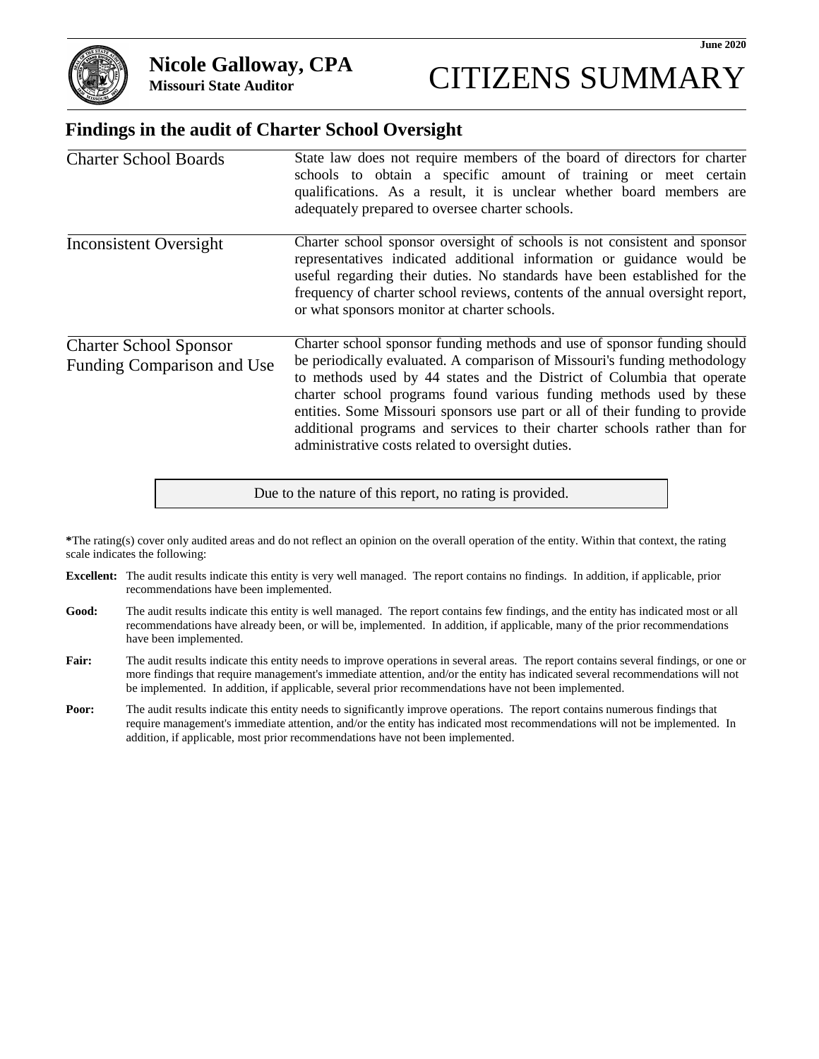**Nicole Galloway, CPA**
**Missouri State Auditor**

June 2020

# CITIZENS SUMMARY

## Findings in the audit of Charter School Oversight

| | |
|---|---|
| Charter School Boards | State law does not require members of the board of directors for charter schools to obtain a specific amount of training or meet certain qualifications. As a result, it is unclear whether board members are adequately prepared to oversee charter schools. |
| Inconsistent Oversight | Charter school sponsor oversight of schools is not consistent and sponsor representatives indicated additional information or guidance would be useful regarding their duties. No standards have been established for the frequency of charter school reviews, contents of the annual oversight report, or what sponsors monitor at charter schools. |
| Charter School Sponsor Funding Comparison and Use | Charter school sponsor funding methods and use of sponsor funding should be periodically evaluated. A comparison of Missouri's funding methodology to methods used by 44 states and the District of Columbia that operate charter school programs found various funding methods used by these entities. Some Missouri sponsors use part or all of their funding to provide additional programs and services to their charter schools rather than for administrative costs related to oversight duties. |

Due to the nature of this report, no rating is provided.

**\***The rating(s) cover only audited areas and do not reflect an opinion on the overall operation of the entity. Within that context, the rating scale indicates the following:

**Excellent:** The audit results indicate this entity is very well managed. The report contains no findings. In addition, if applicable, prior recommendations have been implemented.

**Good:** The audit results indicate this entity is well managed. The report contains few findings, and the entity has indicated most or all recommendations have already been, or will be, implemented. In addition, if applicable, many of the prior recommendations have been implemented.

**Fair:** The audit results indicate this entity needs to improve operations in several areas. The report contains several findings, or one or more findings that require management's immediate attention, and/or the entity has indicated several recommendations will not be implemented. In addition, if applicable, several prior recommendations have not been implemented.

**Poor:** The audit results indicate this entity needs to significantly improve operations. The report contains numerous findings that require management's immediate attention, and/or the entity has indicated most recommendations will not be implemented. In addition, if applicable, most prior recommendations have not been implemented.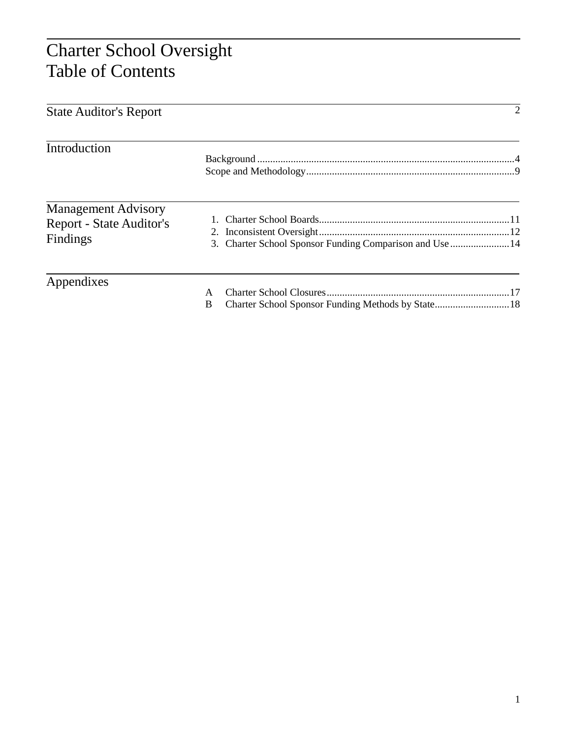# Charter School Oversight
# Table of Contents

| Section | Entry | Page |
|---|---|---|
| State Auditor's Report | | 2 |
| Introduction | Background | 4 |
| | Scope and Methodology | 9 |
| Management Advisory Report - State Auditor's Findings | 1. Charter School Boards | 11 |
| | 2. Inconsistent Oversight | 12 |
| | 3. Charter School Sponsor Funding Comparison and Use | 14 |
| Appendixes | A Charter School Closures | 17 |
| | B Charter School Sponsor Funding Methods by State | 18 |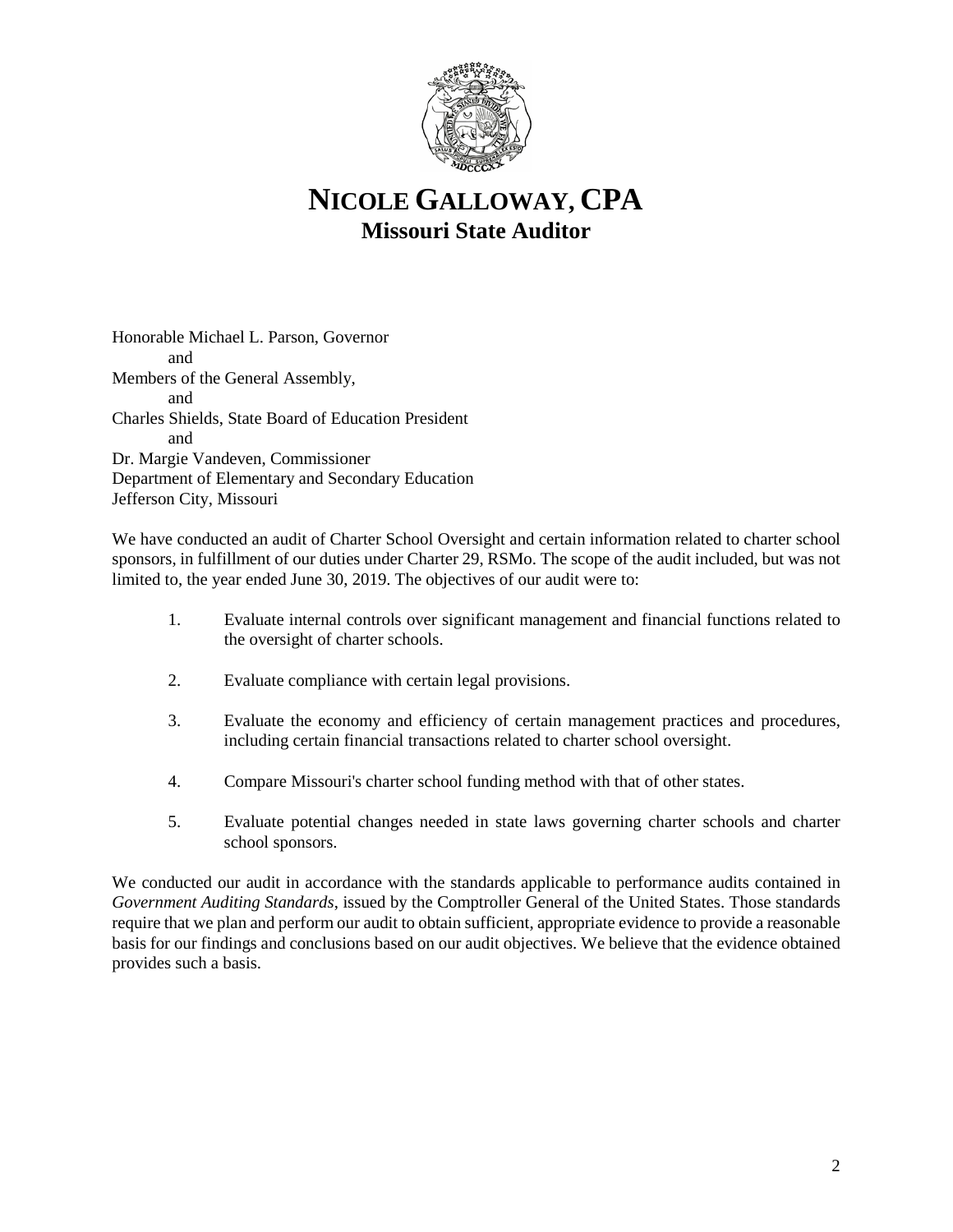# NICOLE GALLOWAY, CPA
## Missouri State Auditor

Honorable Michael L. Parson, Governor
and
Members of the General Assembly,
and
Charles Shields, State Board of Education President
and
Dr. Margie Vandeven, Commissioner
Department of Elementary and Secondary Education
Jefferson City, Missouri

We have conducted an audit of Charter School Oversight and certain information related to charter school sponsors, in fulfillment of our duties under Charter 29, RSMo. The scope of the audit included, but was not limited to, the year ended June 30, 2019. The objectives of our audit were to:

1. Evaluate internal controls over significant management and financial functions related to the oversight of charter schools.

2. Evaluate compliance with certain legal provisions.

3. Evaluate the economy and efficiency of certain management practices and procedures, including certain financial transactions related to charter school oversight.

4. Compare Missouri's charter school funding method with that of other states.

5. Evaluate potential changes needed in state laws governing charter schools and charter school sponsors.

We conducted our audit in accordance with the standards applicable to performance audits contained in *Government Auditing Standards*, issued by the Comptroller General of the United States. Those standards require that we plan and perform our audit to obtain sufficient, appropriate evidence to provide a reasonable basis for our findings and conclusions based on our audit objectives. We believe that the evidence obtained provides such a basis.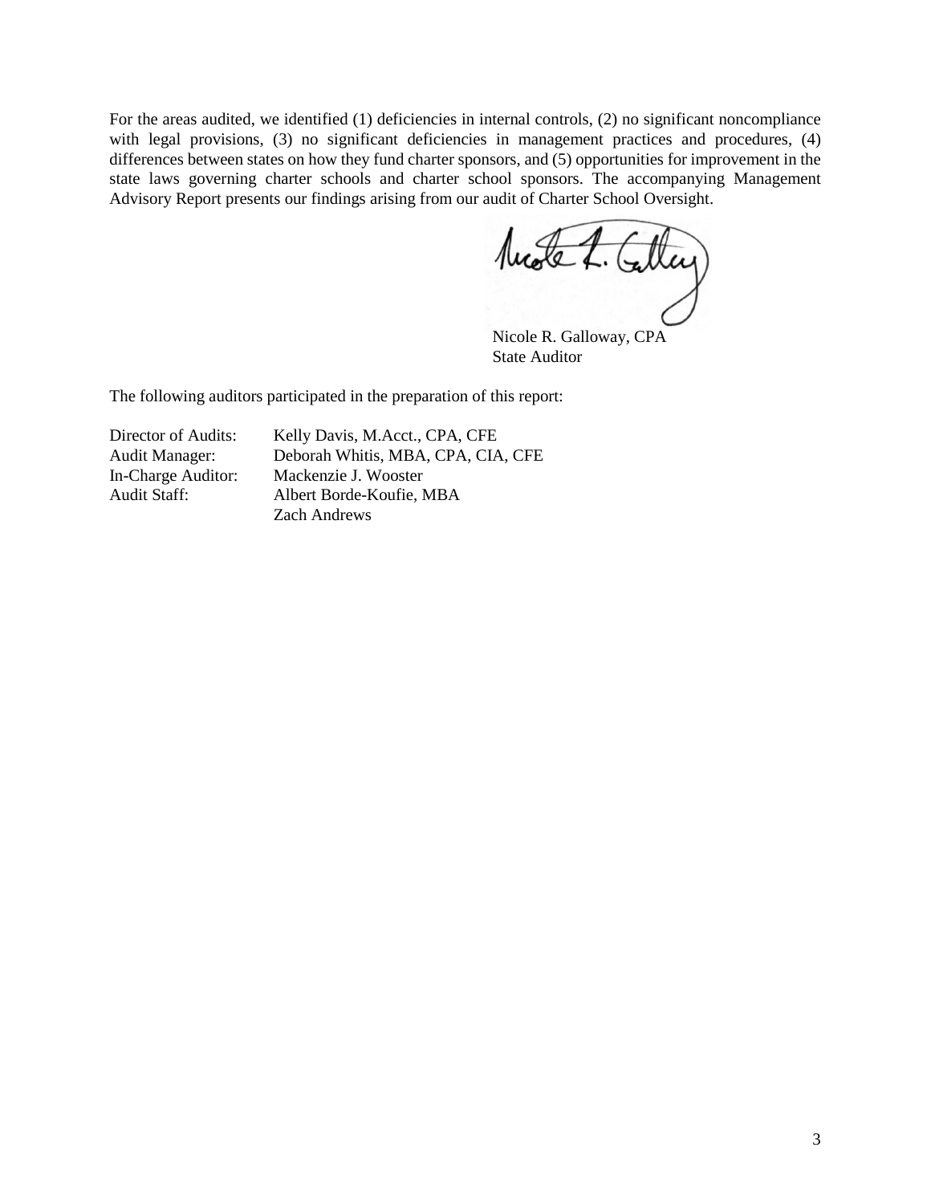For the areas audited, we identified (1) deficiencies in internal controls, (2) no significant noncompliance with legal provisions, (3) no significant deficiencies in management practices and procedures, (4) differences between states on how they fund charter sponsors, and (5) opportunities for improvement in the state laws governing charter schools and charter school sponsors. The accompanying Management Advisory Report presents our findings arising from our audit of Charter School Oversight.

Nicole R. Galloway, CPA
State Auditor

The following auditors participated in the preparation of this report:

| | |
|---|---|
| Director of Audits: | Kelly Davis, M.Acct., CPA, CFE |
| Audit Manager: | Deborah Whitis, MBA, CPA, CIA, CFE |
| In-Charge Auditor: | Mackenzie J. Wooster |
| Audit Staff: | Albert Borde-Koufie, MBA |
| | Zach Andrews |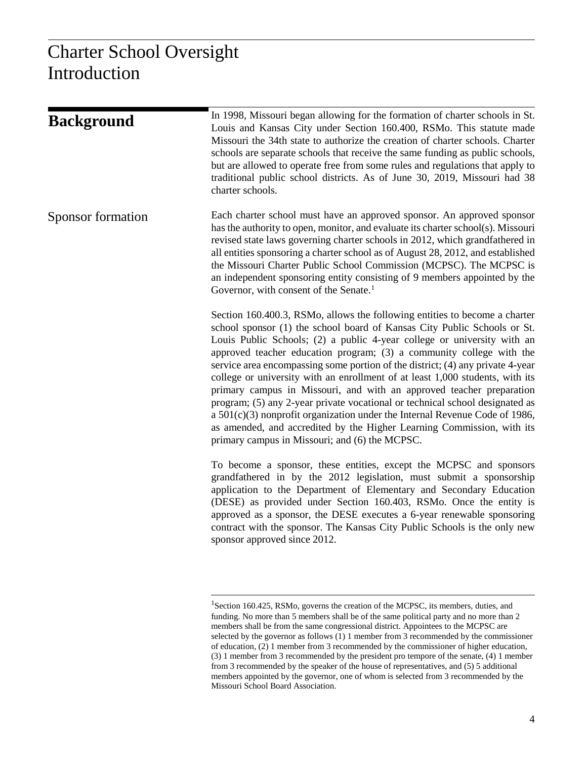# Charter School Oversight Introduction

## Background

In 1998, Missouri began allowing for the formation of charter schools in St. Louis and Kansas City under Section 160.400, RSMo. This statute made Missouri the 34th state to authorize the creation of charter schools. Charter schools are separate schools that receive the same funding as public schools, but are allowed to operate free from some rules and regulations that apply to traditional public school districts. As of June 30, 2019, Missouri had 38 charter schools.

### Sponsor formation

Each charter school must have an approved sponsor. An approved sponsor has the authority to open, monitor, and evaluate its charter school(s). Missouri revised state laws governing charter schools in 2012, which grandfathered in all entities sponsoring a charter school as of August 28, 2012, and established the Missouri Charter Public School Commission (MCPSC). The MCPSC is an independent sponsoring entity consisting of 9 members appointed by the Governor, with consent of the Senate.[1]

Section 160.400.3, RSMo, allows the following entities to become a charter school sponsor (1) the school board of Kansas City Public Schools or St. Louis Public Schools; (2) a public 4-year college or university with an approved teacher education program; (3) a community college with the service area encompassing some portion of the district; (4) any private 4-year college or university with an enrollment of at least 1,000 students, with its primary campus in Missouri, and with an approved teacher preparation program; (5) any 2-year private vocational or technical school designated as a 501(c)(3) nonprofit organization under the Internal Revenue Code of 1986, as amended, and accredited by the Higher Learning Commission, with its primary campus in Missouri; and (6) the MCPSC.

To become a sponsor, these entities, except the MCPSC and sponsors grandfathered in by the 2012 legislation, must submit a sponsorship application to the Department of Elementary and Secondary Education (DESE) as provided under Section 160.403, RSMo. Once the entity is approved as a sponsor, the DESE executes a 6-year renewable sponsoring contract with the sponsor. The Kansas City Public Schools is the only new sponsor approved since 2012.

---

[1]Section 160.425, RSMo, governs the creation of the MCPSC, its members, duties, and funding. No more than 5 members shall be of the same political party and no more than 2 members shall be from the same congressional district. Appointees to the MCPSC are selected by the governor as follows (1) 1 member from 3 recommended by the commissioner of education, (2) 1 member from 3 recommended by the commissioner of higher education, (3) 1 member from 3 recommended by the president pro tempore of the senate, (4) 1 member from 3 recommended by the speaker of the house of representatives, and (5) 5 additional members appointed by the governor, one of whom is selected from 3 recommended by the Missouri School Board Association.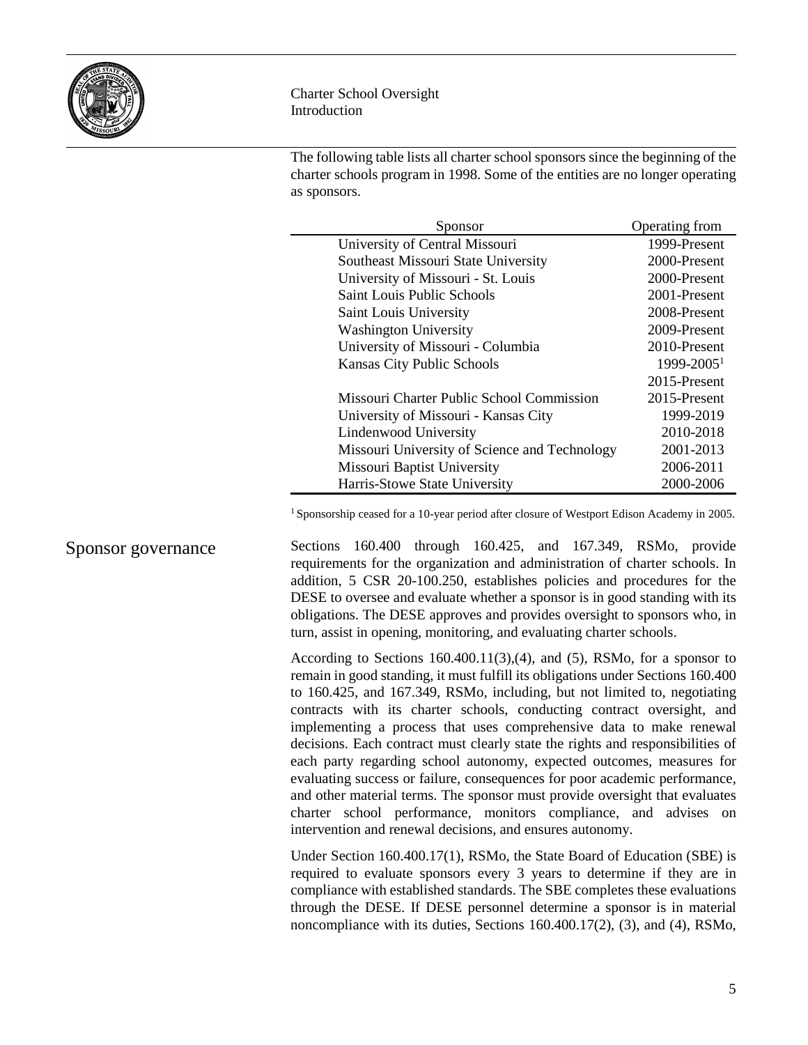The following table lists all charter school sponsors since the beginning of the charter schools program in 1998. Some of the entities are no longer operating as sponsors.

| Sponsor | Operating from |
|---|---|
| University of Central Missouri | 1999-Present |
| Southeast Missouri State University | 2000-Present |
| University of Missouri - St. Louis | 2000-Present |
| Saint Louis Public Schools | 2001-Present |
| Saint Louis University | 2008-Present |
| Washington University | 2009-Present |
| University of Missouri - Columbia | 2010-Present |
| Kansas City Public Schools | 1999-2005[1] |
| | 2015-Present |
| Missouri Charter Public School Commission | 2015-Present |
| University of Missouri - Kansas City | 1999-2019 |
| Lindenwood University | 2010-2018 |
| Missouri University of Science and Technology | 2001-2013 |
| Missouri Baptist University | 2006-2011 |
| Harris-Stowe State University | 2000-2006 |

[1] Sponsorship ceased for a 10-year period after closure of Westport Edison Academy in 2005.

## Sponsor governance

Sections 160.400 through 160.425, and 167.349, RSMo, provide requirements for the organization and administration of charter schools. In addition, 5 CSR 20-100.250, establishes policies and procedures for the DESE to oversee and evaluate whether a sponsor is in good standing with its obligations. The DESE approves and provides oversight to sponsors who, in turn, assist in opening, monitoring, and evaluating charter schools.

According to Sections 160.400.11(3),(4), and (5), RSMo, for a sponsor to remain in good standing, it must fulfill its obligations under Sections 160.400 to 160.425, and 167.349, RSMo, including, but not limited to, negotiating contracts with its charter schools, conducting contract oversight, and implementing a process that uses comprehensive data to make renewal decisions. Each contract must clearly state the rights and responsibilities of each party regarding school autonomy, expected outcomes, measures for evaluating success or failure, consequences for poor academic performance, and other material terms. The sponsor must provide oversight that evaluates charter school performance, monitors compliance, and advises on intervention and renewal decisions, and ensures autonomy.

Under Section 160.400.17(1), RSMo, the State Board of Education (SBE) is required to evaluate sponsors every 3 years to determine if they are in compliance with established standards. The SBE completes these evaluations through the DESE. If DESE personnel determine a sponsor is in material noncompliance with its duties, Sections 160.400.17(2), (3), and (4), RSMo,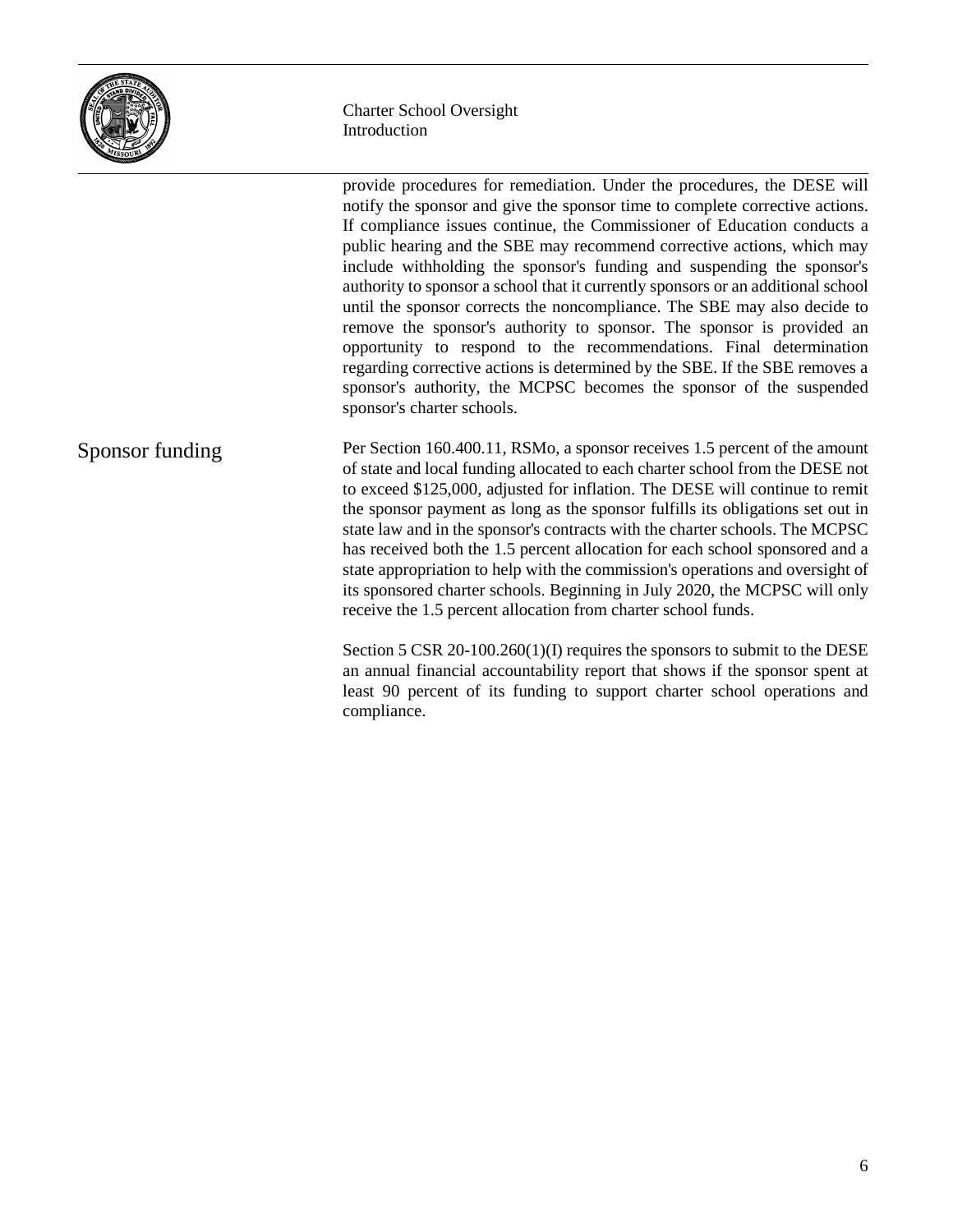provide procedures for remediation. Under the procedures, the DESE will notify the sponsor and give the sponsor time to complete corrective actions. If compliance issues continue, the Commissioner of Education conducts a public hearing and the SBE may recommend corrective actions, which may include withholding the sponsor's funding and suspending the sponsor's authority to sponsor a school that it currently sponsors or an additional school until the sponsor corrects the noncompliance. The SBE may also decide to remove the sponsor's authority to sponsor. The sponsor is provided an opportunity to respond to the recommendations. Final determination regarding corrective actions is determined by the SBE. If the SBE removes a sponsor's authority, the MCPSC becomes the sponsor of the suspended sponsor's charter schools.

## Sponsor funding

Per Section 160.400.11, RSMo, a sponsor receives 1.5 percent of the amount of state and local funding allocated to each charter school from the DESE not to exceed $125,000, adjusted for inflation. The DESE will continue to remit the sponsor payment as long as the sponsor fulfills its obligations set out in state law and in the sponsor's contracts with the charter schools. The MCPSC has received both the 1.5 percent allocation for each school sponsored and a state appropriation to help with the commission's operations and oversight of its sponsored charter schools. Beginning in July 2020, the MCPSC will only receive the 1.5 percent allocation from charter school funds.

Section 5 CSR 20-100.260(1)(I) requires the sponsors to submit to the DESE an annual financial accountability report that shows if the sponsor spent at least 90 percent of its funding to support charter school operations and compliance.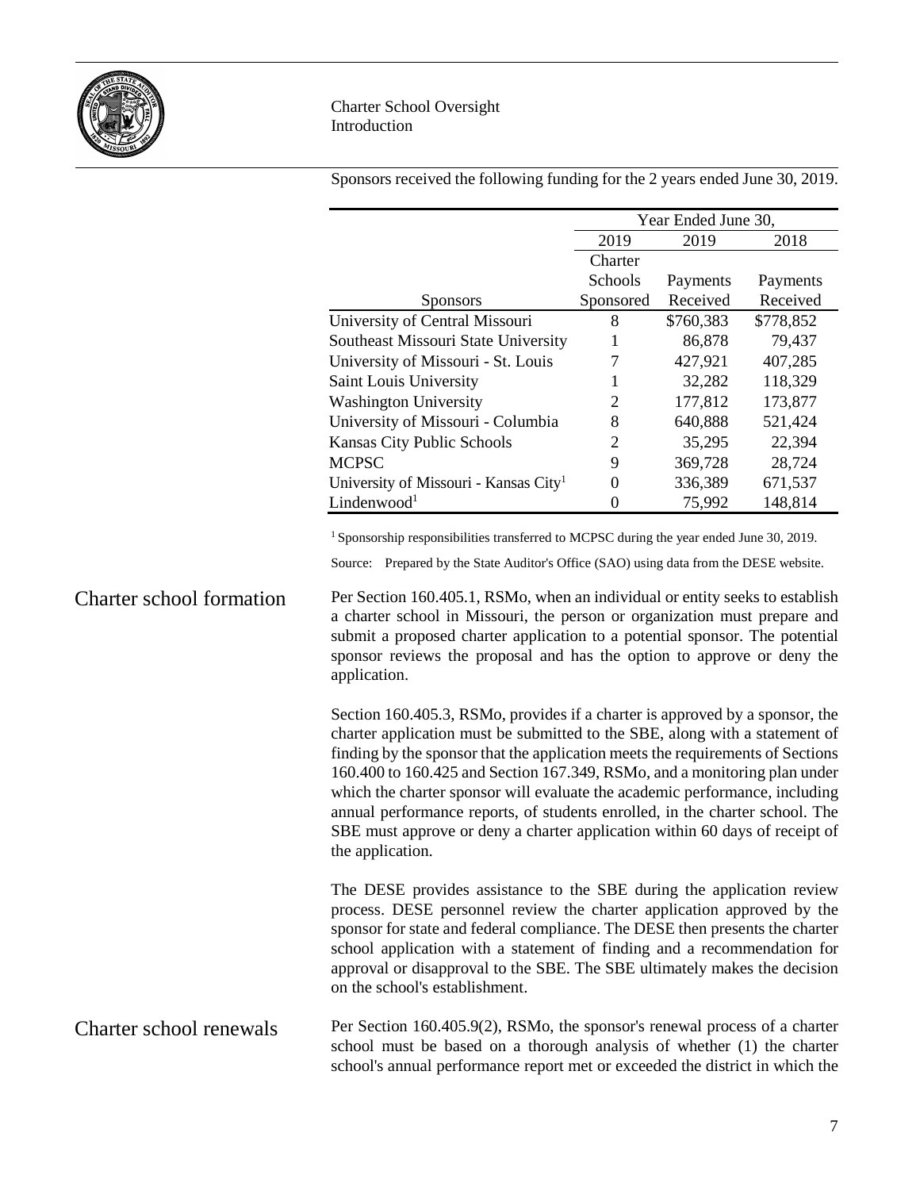Sponsors received the following funding for the 2 years ended June 30, 2019.

| | Year Ended June 30, | | |
|---|---|---|---|
| | 2019 | 2019 | 2018 |
| Sponsors | Charter Schools Sponsored | Payments Received | Payments Received |
| University of Central Missouri | 8 | $760,383 | $778,852 |
| Southeast Missouri State University | 1 | 86,878 | 79,437 |
| University of Missouri - St. Louis | 7 | 427,921 | 407,285 |
| Saint Louis University | 1 | 32,282 | 118,329 |
| Washington University | 2 | 177,812 | 173,877 |
| University of Missouri - Columbia | 8 | 640,888 | 521,424 |
| Kansas City Public Schools | 2 | 35,295 | 22,394 |
| MCPSC | 9 | 369,728 | 28,724 |
| University of Missouri - Kansas City[1] | 0 | 336,389 | 671,537 |
| Lindenwood[1] | 0 | 75,992 | 148,814 |

[1] Sponsorship responsibilities transferred to MCPSC during the year ended June 30, 2019.

Source: Prepared by the State Auditor's Office (SAO) using data from the DESE website.

## Charter school formation

Per Section 160.405.1, RSMo, when an individual or entity seeks to establish a charter school in Missouri, the person or organization must prepare and submit a proposed charter application to a potential sponsor. The potential sponsor reviews the proposal and has the option to approve or deny the application.

Section 160.405.3, RSMo, provides if a charter is approved by a sponsor, the charter application must be submitted to the SBE, along with a statement of finding by the sponsor that the application meets the requirements of Sections 160.400 to 160.425 and Section 167.349, RSMo, and a monitoring plan under which the charter sponsor will evaluate the academic performance, including annual performance reports, of students enrolled, in the charter school. The SBE must approve or deny a charter application within 60 days of receipt of the application.

The DESE provides assistance to the SBE during the application review process. DESE personnel review the charter application approved by the sponsor for state and federal compliance. The DESE then presents the charter school application with a statement of finding and a recommendation for approval or disapproval to the SBE. The SBE ultimately makes the decision on the school's establishment.

## Charter school renewals

Per Section 160.405.9(2), RSMo, the sponsor's renewal process of a charter school must be based on a thorough analysis of whether (1) the charter school's annual performance report met or exceeded the district in which the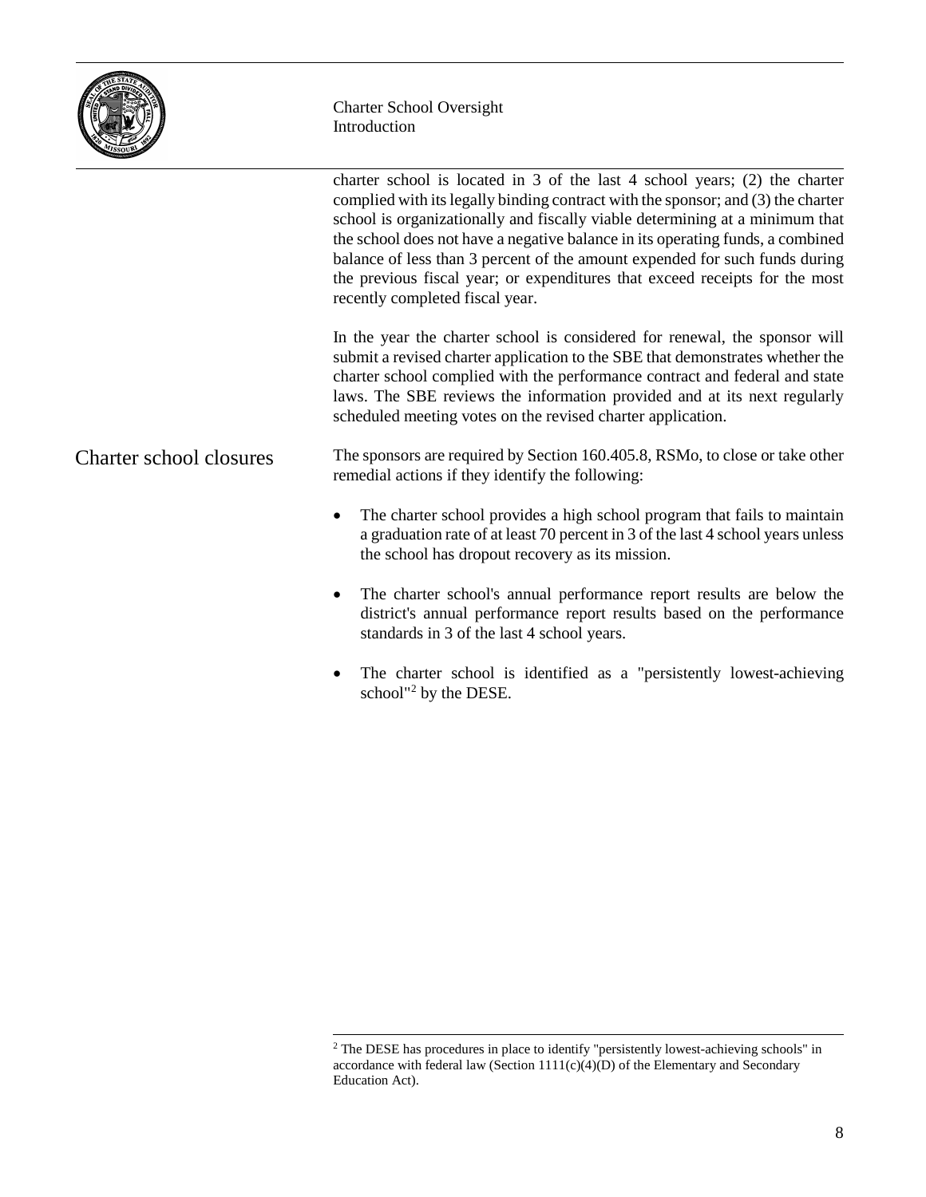charter school is located in 3 of the last 4 school years; (2) the charter complied with its legally binding contract with the sponsor; and (3) the charter school is organizationally and fiscally viable determining at a minimum that the school does not have a negative balance in its operating funds, a combined balance of less than 3 percent of the amount expended for such funds during the previous fiscal year; or expenditures that exceed receipts for the most recently completed fiscal year.

In the year the charter school is considered for renewal, the sponsor will submit a revised charter application to the SBE that demonstrates whether the charter school complied with the performance contract and federal and state laws. The SBE reviews the information provided and at its next regularly scheduled meeting votes on the revised charter application.

## Charter school closures

The sponsors are required by Section 160.405.8, RSMo, to close or take other remedial actions if they identify the following:

- The charter school provides a high school program that fails to maintain a graduation rate of at least 70 percent in 3 of the last 4 school years unless the school has dropout recovery as its mission.
- The charter school's annual performance report results are below the district's annual performance report results based on the performance standards in 3 of the last 4 school years.
- The charter school is identified as a "persistently lowest-achieving school"[2] by the DESE.

[2] The DESE has procedures in place to identify "persistently lowest-achieving schools" in accordance with federal law (Section 1111(c)(4)(D) of the Elementary and Secondary Education Act).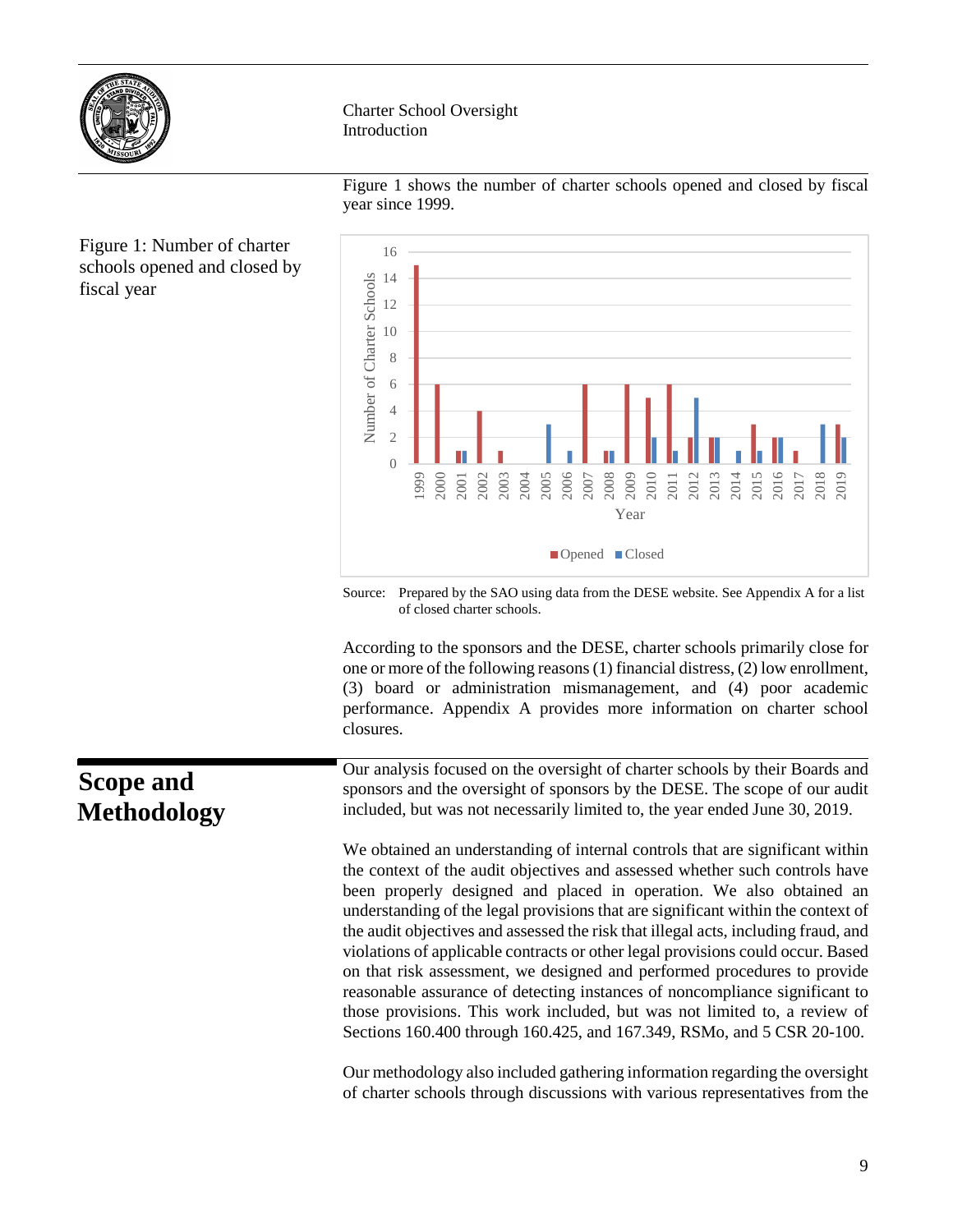Figure 1 shows the number of charter schools opened and closed by fiscal year since 1999.

Figure 1: Number of charter schools opened and closed by fiscal year

Source: Prepared by the SAO using data from the DESE website. See Appendix A for a list of closed charter schools.

According to the sponsors and the DESE, charter schools primarily close for one or more of the following reasons (1) financial distress, (2) low enrollment, (3) board or administration mismanagement, and (4) poor academic performance. Appendix A provides more information on charter school closures.

## Scope and Methodology

Our analysis focused on the oversight of charter schools by their Boards and sponsors and the oversight of sponsors by the DESE. The scope of our audit included, but was not necessarily limited to, the year ended June 30, 2019.

We obtained an understanding of internal controls that are significant within the context of the audit objectives and assessed whether such controls have been properly designed and placed in operation. We also obtained an understanding of the legal provisions that are significant within the context of the audit objectives and assessed the risk that illegal acts, including fraud, and violations of applicable contracts or other legal provisions could occur. Based on that risk assessment, we designed and performed procedures to provide reasonable assurance of detecting instances of noncompliance significant to those provisions. This work included, but was not limited to, a review of Sections 160.400 through 160.425, and 167.349, RSMo, and 5 CSR 20-100.

Our methodology also included gathering information regarding the oversight of charter schools through discussions with various representatives from the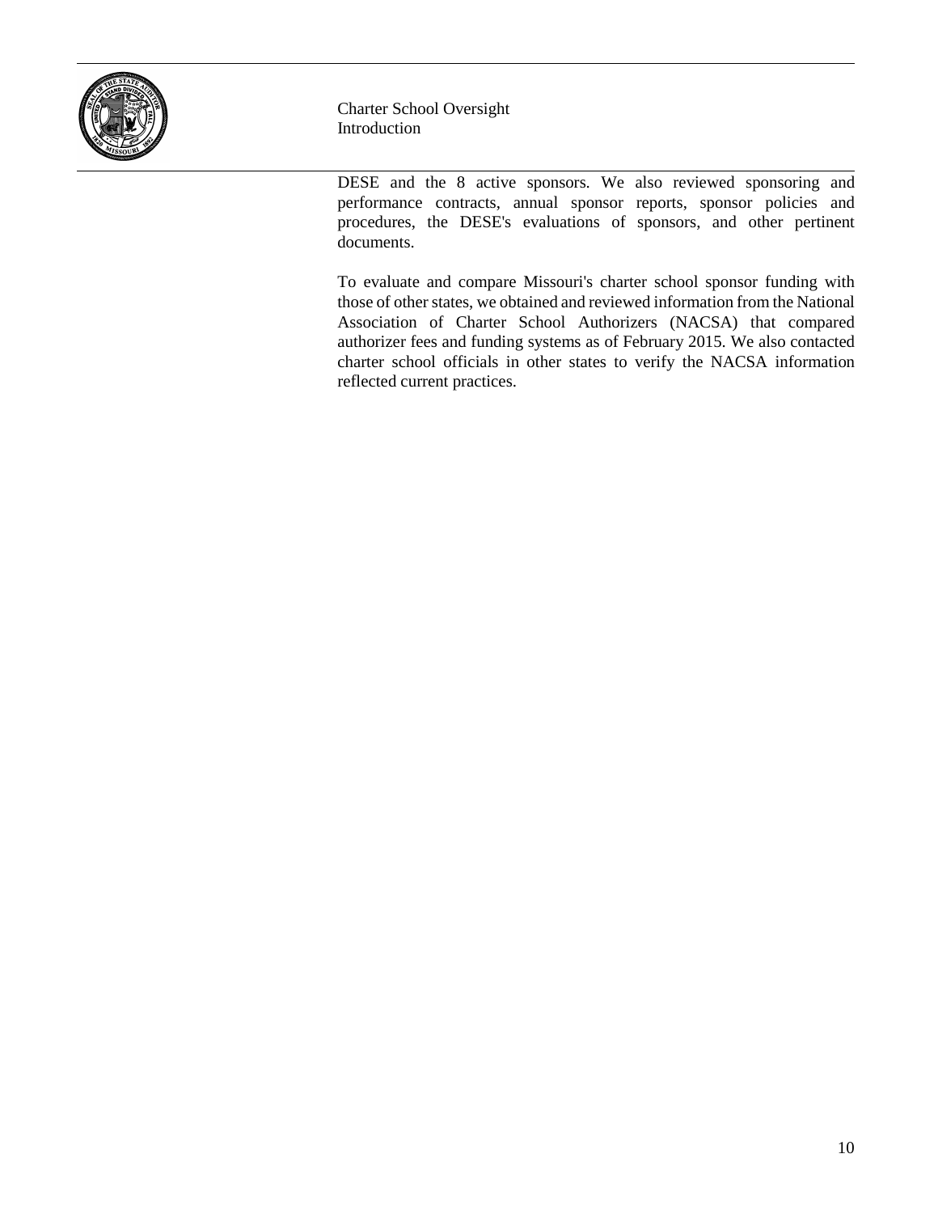DESE and the 8 active sponsors. We also reviewed sponsoring and performance contracts, annual sponsor reports, sponsor policies and procedures, the DESE's evaluations of sponsors, and other pertinent documents.

To evaluate and compare Missouri's charter school sponsor funding with those of other states, we obtained and reviewed information from the National Association of Charter School Authorizers (NACSA) that compared authorizer fees and funding systems as of February 2015. We also contacted charter school officials in other states to verify the NACSA information reflected current practices.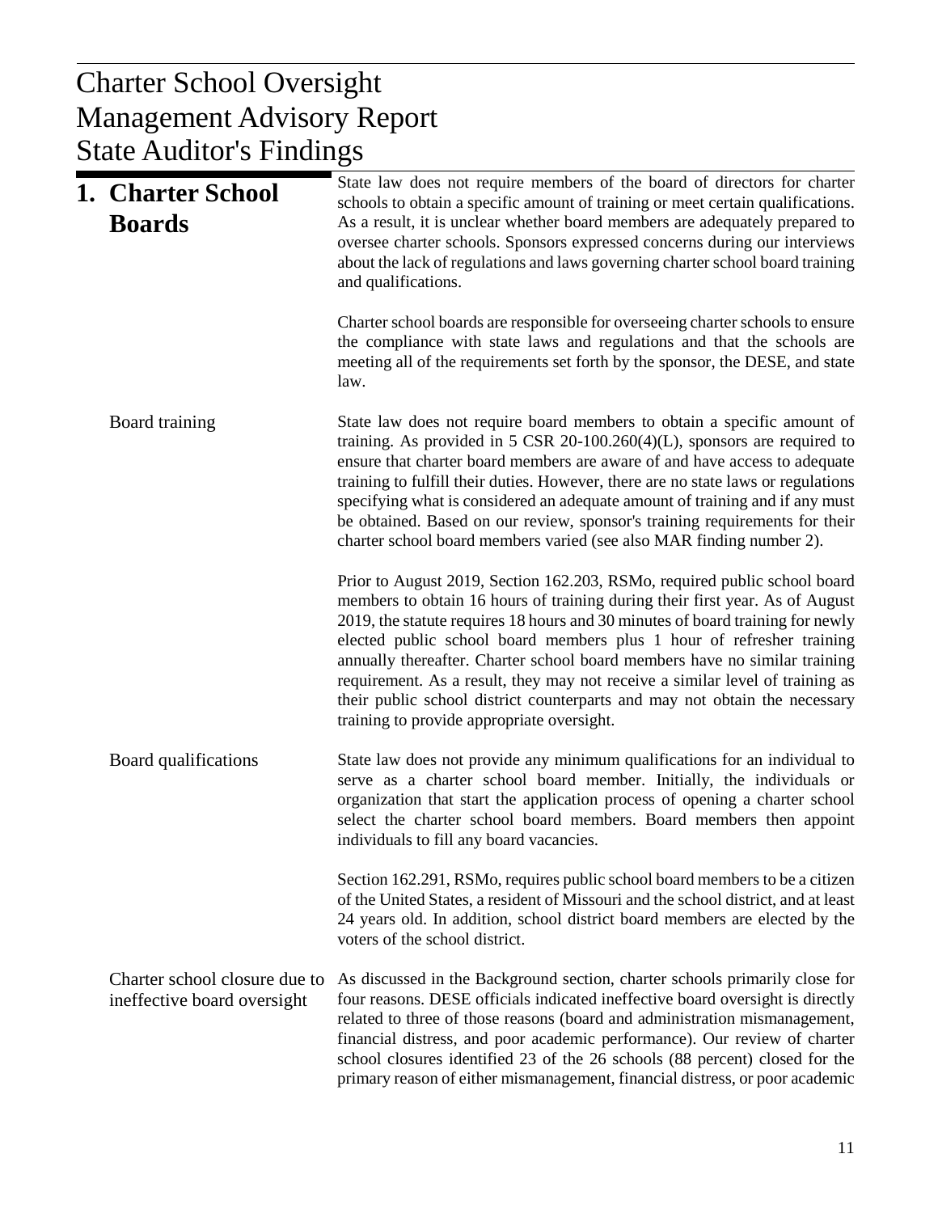# Charter School Oversight Management Advisory Report State Auditor's Findings

## 1. Charter School Boards

State law does not require members of the board of directors for charter schools to obtain a specific amount of training or meet certain qualifications. As a result, it is unclear whether board members are adequately prepared to oversee charter schools. Sponsors expressed concerns during our interviews about the lack of regulations and laws governing charter school board training and qualifications.

Charter school boards are responsible for overseeing charter schools to ensure the compliance with state laws and regulations and that the schools are meeting all of the requirements set forth by the sponsor, the DESE, and state law.

### Board training

State law does not require board members to obtain a specific amount of training. As provided in 5 CSR 20-100.260(4)(L), sponsors are required to ensure that charter board members are aware of and have access to adequate training to fulfill their duties. However, there are no state laws or regulations specifying what is considered an adequate amount of training and if any must be obtained. Based on our review, sponsor's training requirements for their charter school board members varied (see also MAR finding number 2).

Prior to August 2019, Section 162.203, RSMo, required public school board members to obtain 16 hours of training during their first year. As of August 2019, the statute requires 18 hours and 30 minutes of board training for newly elected public school board members plus 1 hour of refresher training annually thereafter. Charter school board members have no similar training requirement. As a result, they may not receive a similar level of training as their public school district counterparts and may not obtain the necessary training to provide appropriate oversight.

### Board qualifications

State law does not provide any minimum qualifications for an individual to serve as a charter school board member. Initially, the individuals or organization that start the application process of opening a charter school select the charter school board members. Board members then appoint individuals to fill any board vacancies.

Section 162.291, RSMo, requires public school board members to be a citizen of the United States, a resident of Missouri and the school district, and at least 24 years old. In addition, school district board members are elected by the voters of the school district.

### Charter school closure due to ineffective board oversight

As discussed in the Background section, charter schools primarily close for four reasons. DESE officials indicated ineffective board oversight is directly related to three of those reasons (board and administration mismanagement, financial distress, and poor academic performance). Our review of charter school closures identified 23 of the 26 schools (88 percent) closed for the primary reason of either mismanagement, financial distress, or poor academic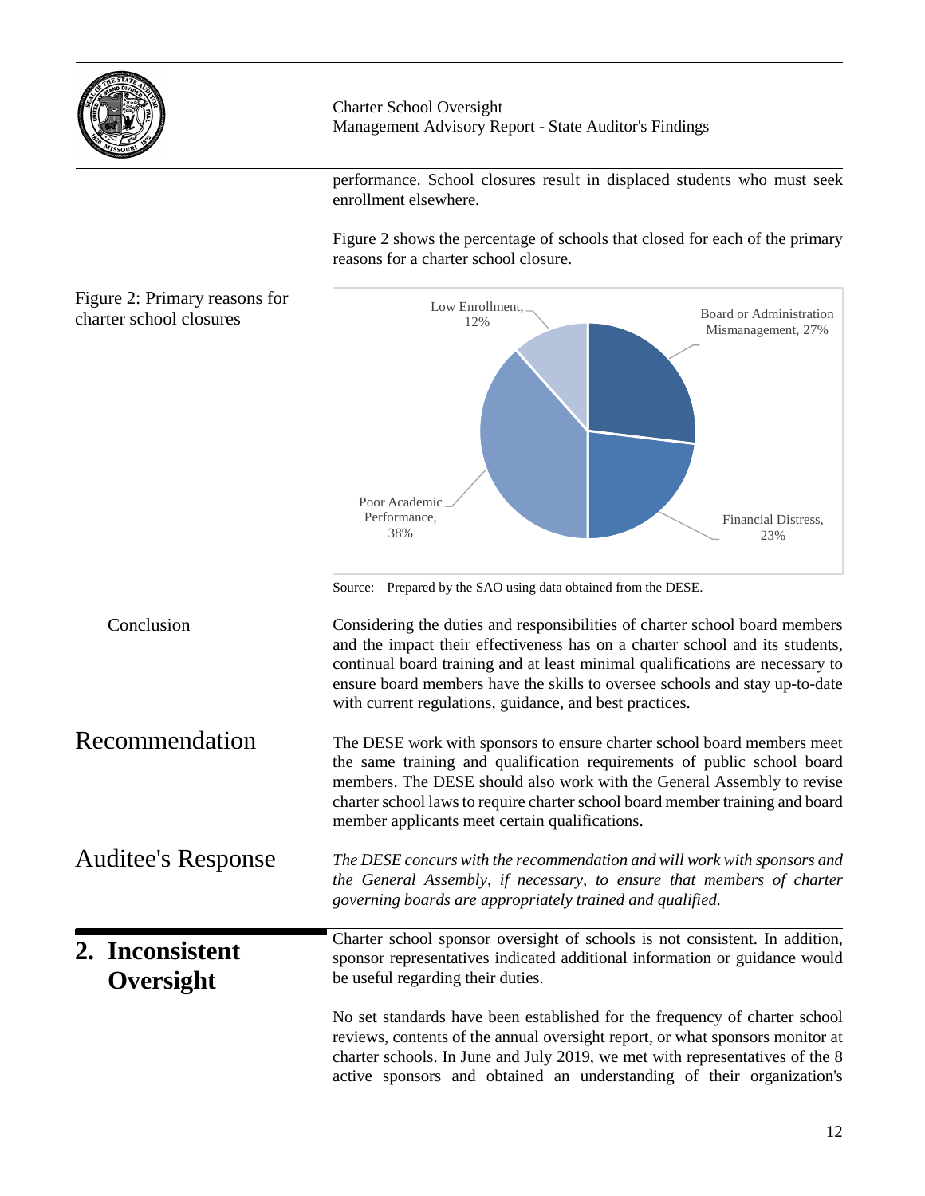performance. School closures result in displaced students who must seek enrollment elsewhere.

Figure 2 shows the percentage of schools that closed for each of the primary reasons for a charter school closure.

Figure 2: Primary reasons for charter school closures

| Reason | Percentage |
| --- | --- |
| Board or Administration Mismanagement | 27% |
| Financial Distress | 23% |
| Poor Academic Performance | 38% |
| Low Enrollment | 12% |

Source: Prepared by the SAO using data obtained from the DESE.

Conclusion

Considering the duties and responsibilities of charter school board members and the impact their effectiveness has on a charter school and its students, continual board training and at least minimal qualifications are necessary to ensure board members have the skills to oversee schools and stay up-to-date with current regulations, guidance, and best practices.

## Recommendation

The DESE work with sponsors to ensure charter school board members meet the same training and qualification requirements of public school board members. The DESE should also work with the General Assembly to revise charter school laws to require charter school board member training and board member applicants meet certain qualifications.

## Auditee's Response

*The DESE concurs with the recommendation and will work with sponsors and the General Assembly, if necessary, to ensure that members of charter governing boards are appropriately trained and qualified.*

# 2. Inconsistent Oversight

Charter school sponsor oversight of schools is not consistent. In addition, sponsor representatives indicated additional information or guidance would be useful regarding their duties.

No set standards have been established for the frequency of charter school reviews, contents of the annual oversight report, or what sponsors monitor at charter schools. In June and July 2019, we met with representatives of the 8 active sponsors and obtained an understanding of their organization's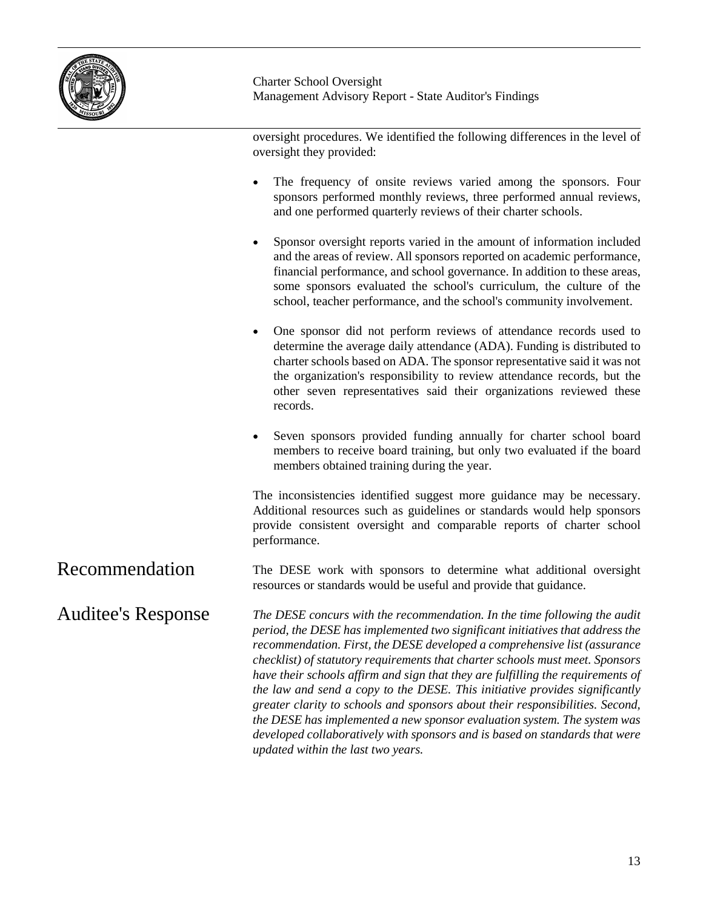oversight procedures. We identified the following differences in the level of oversight they provided:

- The frequency of onsite reviews varied among the sponsors. Four sponsors performed monthly reviews, three performed annual reviews, and one performed quarterly reviews of their charter schools.
- Sponsor oversight reports varied in the amount of information included and the areas of review. All sponsors reported on academic performance, financial performance, and school governance. In addition to these areas, some sponsors evaluated the school's curriculum, the culture of the school, teacher performance, and the school's community involvement.
- One sponsor did not perform reviews of attendance records used to determine the average daily attendance (ADA). Funding is distributed to charter schools based on ADA. The sponsor representative said it was not the organization's responsibility to review attendance records, but the other seven representatives said their organizations reviewed these records.
- Seven sponsors provided funding annually for charter school board members to receive board training, but only two evaluated if the board members obtained training during the year.

The inconsistencies identified suggest more guidance may be necessary. Additional resources such as guidelines or standards would help sponsors provide consistent oversight and comparable reports of charter school performance.

## Recommendation

The DESE work with sponsors to determine what additional oversight resources or standards would be useful and provide that guidance.

## Auditee's Response

*The DESE concurs with the recommendation. In the time following the audit period, the DESE has implemented two significant initiatives that address the recommendation. First, the DESE developed a comprehensive list (assurance checklist) of statutory requirements that charter schools must meet. Sponsors have their schools affirm and sign that they are fulfilling the requirements of the law and send a copy to the DESE. This initiative provides significantly greater clarity to schools and sponsors about their responsibilities. Second, the DESE has implemented a new sponsor evaluation system. The system was developed collaboratively with sponsors and is based on standards that were updated within the last two years.*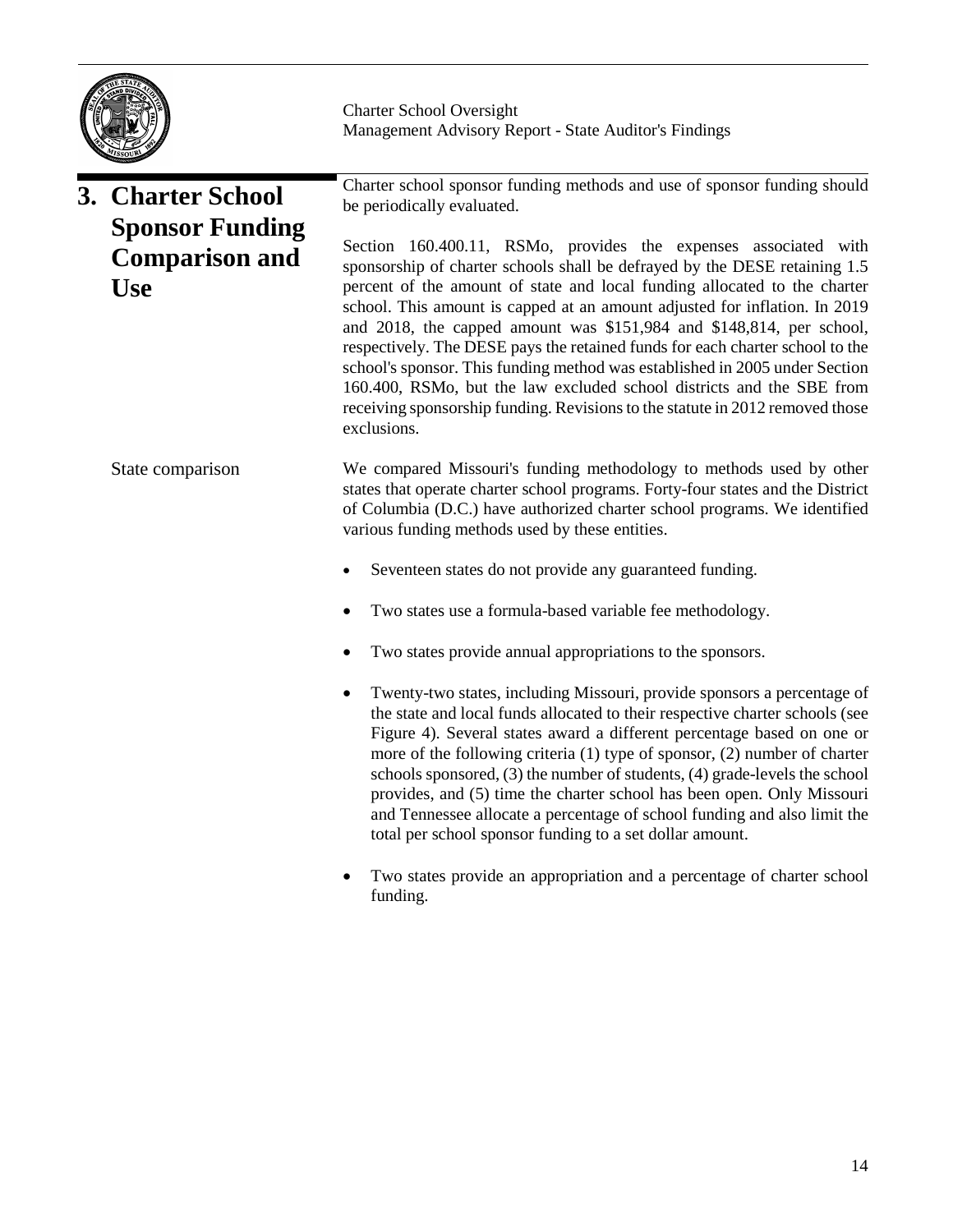## 3. Charter School Sponsor Funding Comparison and Use

Charter school sponsor funding methods and use of sponsor funding should be periodically evaluated.

Section 160.400.11, RSMo, provides the expenses associated with sponsorship of charter schools shall be defrayed by the DESE retaining 1.5 percent of the amount of state and local funding allocated to the charter school. This amount is capped at an amount adjusted for inflation. In 2019 and 2018, the capped amount was $151,984 and $148,814, per school, respectively. The DESE pays the retained funds for each charter school to the school's sponsor. This funding method was established in 2005 under Section 160.400, RSMo, but the law excluded school districts and the SBE from receiving sponsorship funding. Revisions to the statute in 2012 removed those exclusions.

### State comparison

We compared Missouri's funding methodology to methods used by other states that operate charter school programs. Forty-four states and the District of Columbia (D.C.) have authorized charter school programs. We identified various funding methods used by these entities.

- Seventeen states do not provide any guaranteed funding.
- Two states use a formula-based variable fee methodology.
- Two states provide annual appropriations to the sponsors.
- Twenty-two states, including Missouri, provide sponsors a percentage of the state and local funds allocated to their respective charter schools (see Figure 4). Several states award a different percentage based on one or more of the following criteria (1) type of sponsor, (2) number of charter schools sponsored, (3) the number of students, (4) grade-levels the school provides, and (5) time the charter school has been open. Only Missouri and Tennessee allocate a percentage of school funding and also limit the total per school sponsor funding to a set dollar amount.
- Two states provide an appropriation and a percentage of charter school funding.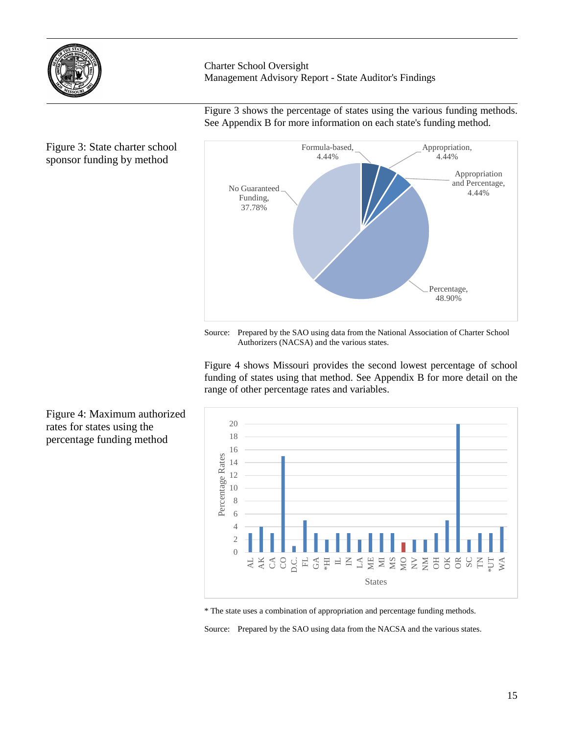Figure 3 shows the percentage of states using the various funding methods. See Appendix B for more information on each state's funding method.

Figure 3: State charter school sponsor funding by method

| Method | Percentage |
|---|---|
| Formula-based | 4.44% |
| Appropriation | 4.44% |
| Appropriation and Percentage | 4.44% |
| Percentage | 48.90% |
| No Guaranteed Funding | 37.78% |

Source: Prepared by the SAO using data from the National Association of Charter School Authorizers (NACSA) and the various states.

Figure 4 shows Missouri provides the second lowest percentage of school funding of states using that method. See Appendix B for more detail on the range of other percentage rates and variables.

Figure 4: Maximum authorized rates for states using the percentage funding method

\* The state uses a combination of appropriation and percentage funding methods.

Source: Prepared by the SAO using data from the NACSA and the various states.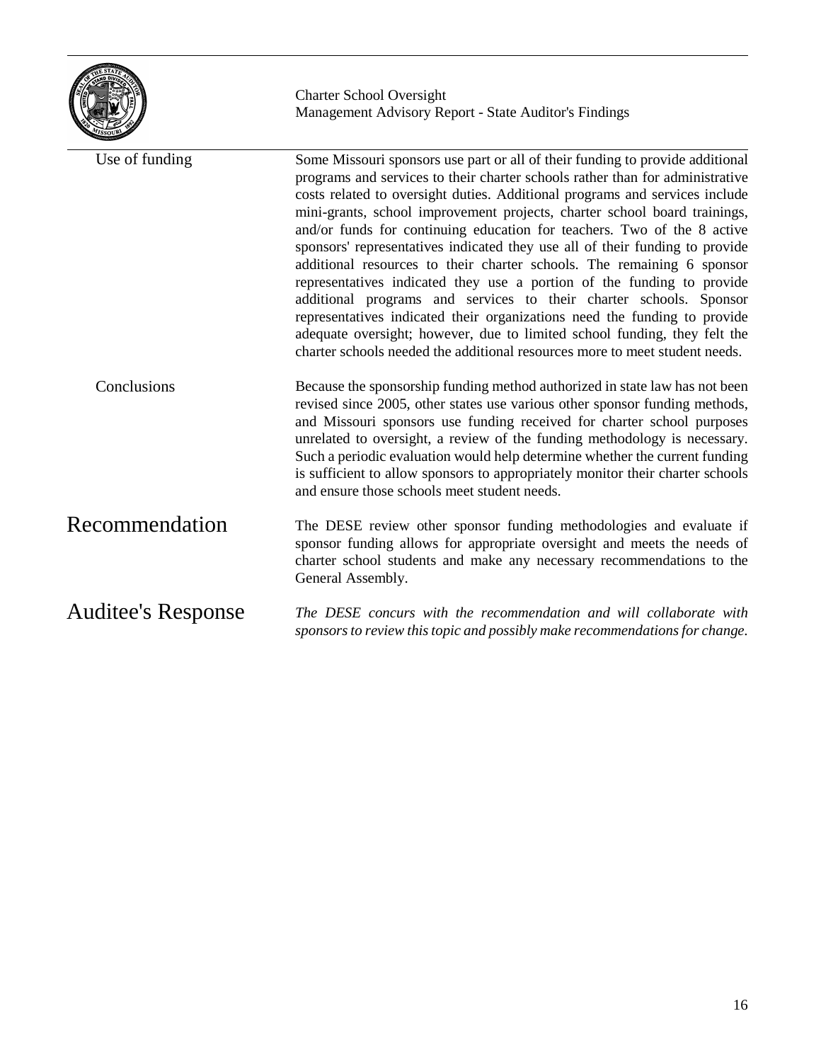### Use of funding

Some Missouri sponsors use part or all of their funding to provide additional programs and services to their charter schools rather than for administrative costs related to oversight duties. Additional programs and services include mini-grants, school improvement projects, charter school board trainings, and/or funds for continuing education for teachers. Two of the 8 active sponsors' representatives indicated they use all of their funding to provide additional resources to their charter schools. The remaining 6 sponsor representatives indicated they use a portion of the funding to provide additional programs and services to their charter schools. Sponsor representatives indicated their organizations need the funding to provide adequate oversight; however, due to limited school funding, they felt the charter schools needed the additional resources more to meet student needs.

### Conclusions

Because the sponsorship funding method authorized in state law has not been revised since 2005, other states use various other sponsor funding methods, and Missouri sponsors use funding received for charter school purposes unrelated to oversight, a review of the funding methodology is necessary. Such a periodic evaluation would help determine whether the current funding is sufficient to allow sponsors to appropriately monitor their charter schools and ensure those schools meet student needs.

## Recommendation

The DESE review other sponsor funding methodologies and evaluate if sponsor funding allows for appropriate oversight and meets the needs of charter school students and make any necessary recommendations to the General Assembly.

## Auditee's Response

*The DESE concurs with the recommendation and will collaborate with sponsors to review this topic and possibly make recommendations for change.*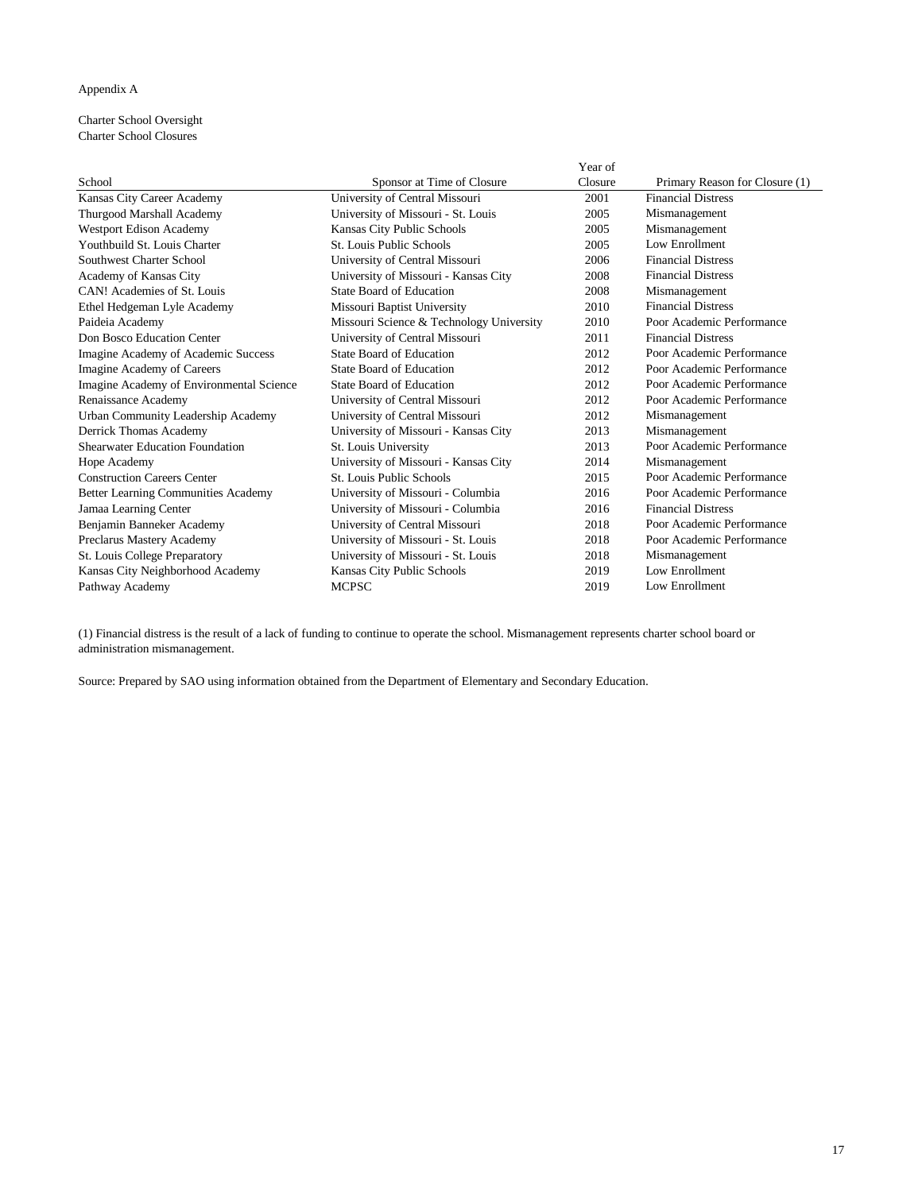Appendix A

Charter School Oversight
Charter School Closures

| School | Sponsor at Time of Closure | Year of Closure | Primary Reason for Closure (1) |
|---|---|---|---|
| Kansas City Career Academy | University of Central Missouri | 2001 | Financial Distress |
| Thurgood Marshall Academy | University of Missouri - St. Louis | 2005 | Mismanagement |
| Westport Edison Academy | Kansas City Public Schools | 2005 | Mismanagement |
| Youthbuild St. Louis Charter | St. Louis Public Schools | 2005 | Low Enrollment |
| Southwest Charter School | University of Central Missouri | 2006 | Financial Distress |
| Academy of Kansas City | University of Missouri - Kansas City | 2008 | Financial Distress |
| CAN! Academies of St. Louis | State Board of Education | 2008 | Mismanagement |
| Ethel Hedgeman Lyle Academy | Missouri Baptist University | 2010 | Financial Distress |
| Paideia Academy | Missouri Science & Technology University | 2010 | Poor Academic Performance |
| Don Bosco Education Center | University of Central Missouri | 2011 | Financial Distress |
| Imagine Academy of Academic Success | State Board of Education | 2012 | Poor Academic Performance |
| Imagine Academy of Careers | State Board of Education | 2012 | Poor Academic Performance |
| Imagine Academy of Environmental Science | State Board of Education | 2012 | Poor Academic Performance |
| Renaissance Academy | University of Central Missouri | 2012 | Poor Academic Performance |
| Urban Community Leadership Academy | University of Central Missouri | 2012 | Mismanagement |
| Derrick Thomas Academy | University of Missouri - Kansas City | 2013 | Mismanagement |
| Shearwater Education Foundation | St. Louis University | 2013 | Poor Academic Performance |
| Hope Academy | University of Missouri - Kansas City | 2014 | Mismanagement |
| Construction Careers Center | St. Louis Public Schools | 2015 | Poor Academic Performance |
| Better Learning Communities Academy | University of Missouri - Columbia | 2016 | Poor Academic Performance |
| Jamaa Learning Center | University of Missouri - Columbia | 2016 | Financial Distress |
| Benjamin Banneker Academy | University of Central Missouri | 2018 | Poor Academic Performance |
| Preclarus Mastery Academy | University of Missouri - St. Louis | 2018 | Poor Academic Performance |
| St. Louis College Preparatory | University of Missouri - St. Louis | 2018 | Mismanagement |
| Kansas City Neighborhood Academy | Kansas City Public Schools | 2019 | Low Enrollment |
| Pathway Academy | MCPSC | 2019 | Low Enrollment |

(1) Financial distress is the result of a lack of funding to continue to operate the school. Mismanagement represents charter school board or administration mismanagement.

Source: Prepared by SAO using information obtained from the Department of Elementary and Secondary Education.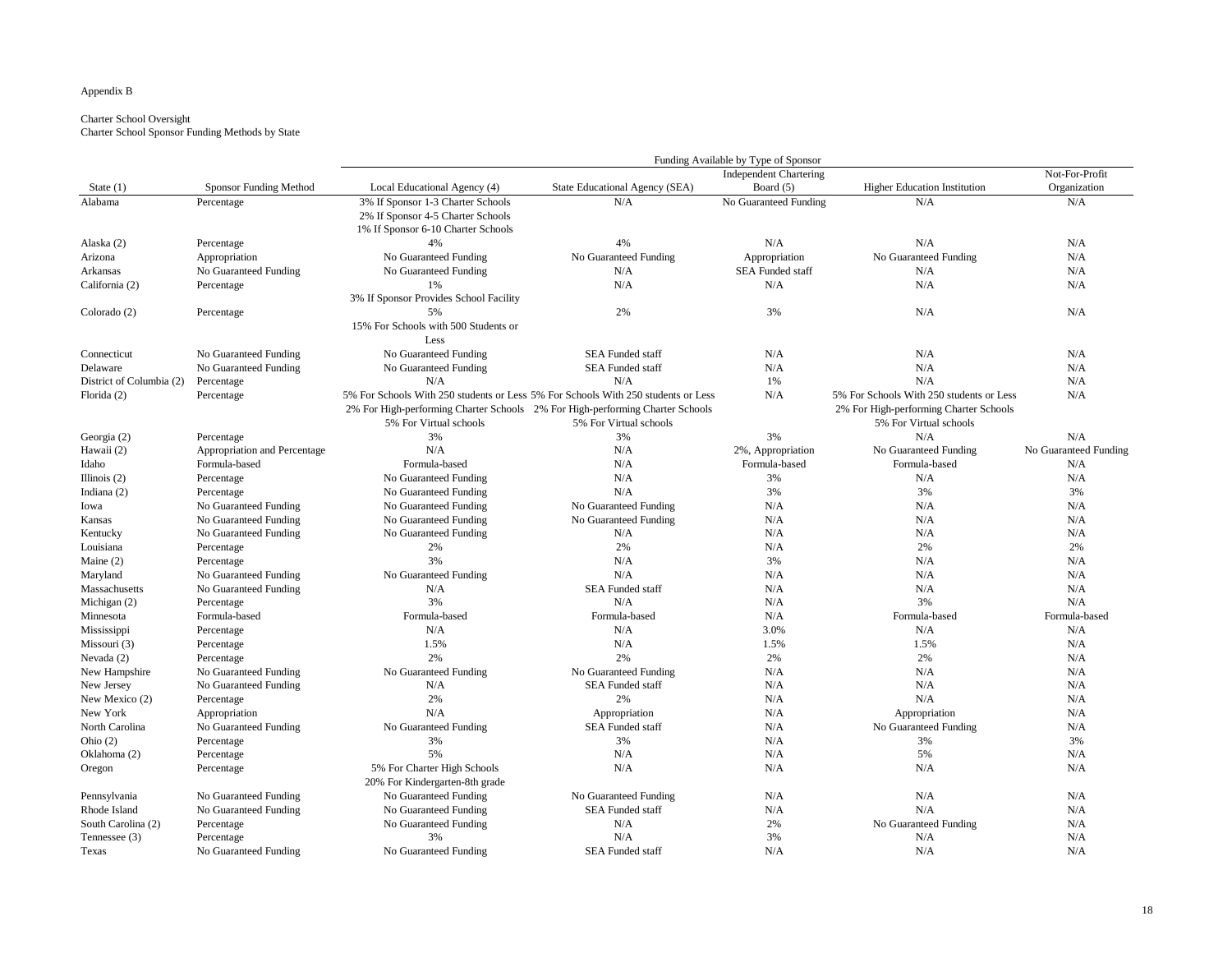Appendix B

Charter School Oversight
Charter School Sponsor Funding Methods by State

| State (1) | Sponsor Funding Method | Funding Available by Type of Sponsor | | | | |
|---|---|---|---|---|---|---|
| | | Local Educational Agency (4) | State Educational Agency (SEA) | Independent Chartering Board (5) | Higher Education Institution | Not-For-Profit Organization |
| Alabama | Percentage | 3% If Sponsor 1-3 Charter Schools<br>2% If Sponsor 4-5 Charter Schools<br>1% If Sponsor 6-10 Charter Schools | N/A | No Guaranteed Funding | N/A | N/A |
| Alaska (2) | Percentage | 4% | 4% | N/A | N/A | N/A |
| Arizona | Appropriation | No Guaranteed Funding | No Guaranteed Funding | Appropriation | No Guaranteed Funding | N/A |
| Arkansas | No Guaranteed Funding | No Guaranteed Funding | N/A | SEA Funded staff | N/A | N/A |
| California (2) | Percentage | 1%<br>3% If Sponsor Provides School Facility | N/A | N/A | N/A | N/A |
| Colorado (2) | Percentage | 5%<br>15% For Schools with 500 Students or Less | 2% | 3% | N/A | N/A |
| Connecticut | No Guaranteed Funding | No Guaranteed Funding | SEA Funded staff | N/A | N/A | N/A |
| Delaware | No Guaranteed Funding | No Guaranteed Funding | SEA Funded staff | N/A | N/A | N/A |
| District of Columbia (2) | Percentage | N/A | N/A | 1% | N/A | N/A |
| Florida (2) | Percentage | 5% For Schools With 250 students or Less<br>2% For High-performing Charter Schools<br>5% For Virtual schools | 5% For Schools With 250 students or Less<br>2% For High-performing Charter Schools<br>5% For Virtual schools | N/A | 5% For Schools With 250 students or Less<br>2% For High-performing Charter Schools<br>5% For Virtual schools | N/A |
| Georgia (2) | Percentage | 3% | 3% | 3% | N/A | N/A |
| Hawaii (2) | Appropriation and Percentage | N/A | N/A | 2%, Appropriation | No Guaranteed Funding | No Guaranteed Funding |
| Idaho | Formula-based | Formula-based | N/A | Formula-based | Formula-based | N/A |
| Illinois (2) | Percentage | No Guaranteed Funding | N/A | 3% | N/A | N/A |
| Indiana (2) | Percentage | No Guaranteed Funding | N/A | 3% | 3% | 3% |
| Iowa | No Guaranteed Funding | No Guaranteed Funding | No Guaranteed Funding | N/A | N/A | N/A |
| Kansas | No Guaranteed Funding | No Guaranteed Funding | No Guaranteed Funding | N/A | N/A | N/A |
| Kentucky | No Guaranteed Funding | No Guaranteed Funding | N/A | N/A | N/A | N/A |
| Louisiana | Percentage | 2% | 2% | N/A | 2% | 2% |
| Maine (2) | Percentage | 3% | N/A | 3% | N/A | N/A |
| Maryland | No Guaranteed Funding | No Guaranteed Funding | N/A | N/A | N/A | N/A |
| Massachusetts | No Guaranteed Funding | N/A | SEA Funded staff | N/A | N/A | N/A |
| Michigan (2) | Percentage | 3% | N/A | N/A | 3% | N/A |
| Minnesota | Formula-based | Formula-based | Formula-based | N/A | Formula-based | Formula-based |
| Mississippi | Percentage | N/A | N/A | 3.0% | N/A | N/A |
| Missouri (3) | Percentage | 1.5% | N/A | 1.5% | 1.5% | N/A |
| Nevada (2) | Percentage | 2% | 2% | 2% | 2% | N/A |
| New Hampshire | No Guaranteed Funding | No Guaranteed Funding | No Guaranteed Funding | N/A | N/A | N/A |
| New Jersey | No Guaranteed Funding | N/A | SEA Funded staff | N/A | N/A | N/A |
| New Mexico (2) | Percentage | 2% | 2% | N/A | N/A | N/A |
| New York | Appropriation | N/A | Appropriation | N/A | Appropriation | N/A |
| North Carolina | No Guaranteed Funding | No Guaranteed Funding | SEA Funded staff | N/A | No Guaranteed Funding | N/A |
| Ohio (2) | Percentage | 3% | 3% | N/A | 3% | 3% |
| Oklahoma (2) | Percentage | 5% | N/A | N/A | 5% | N/A |
| Oregon | Percentage | 5% For Charter High Schools<br>20% For Kindergarten-8th grade | N/A | N/A | N/A | N/A |
| Pennsylvania | No Guaranteed Funding | No Guaranteed Funding | No Guaranteed Funding | N/A | N/A | N/A |
| Rhode Island | No Guaranteed Funding | No Guaranteed Funding | SEA Funded staff | N/A | N/A | N/A |
| South Carolina (2) | Percentage | No Guaranteed Funding | N/A | 2% | No Guaranteed Funding | N/A |
| Tennessee (3) | Percentage | 3% | N/A | 3% | N/A | N/A |
| Texas | No Guaranteed Funding | No Guaranteed Funding | SEA Funded staff | N/A | N/A | N/A |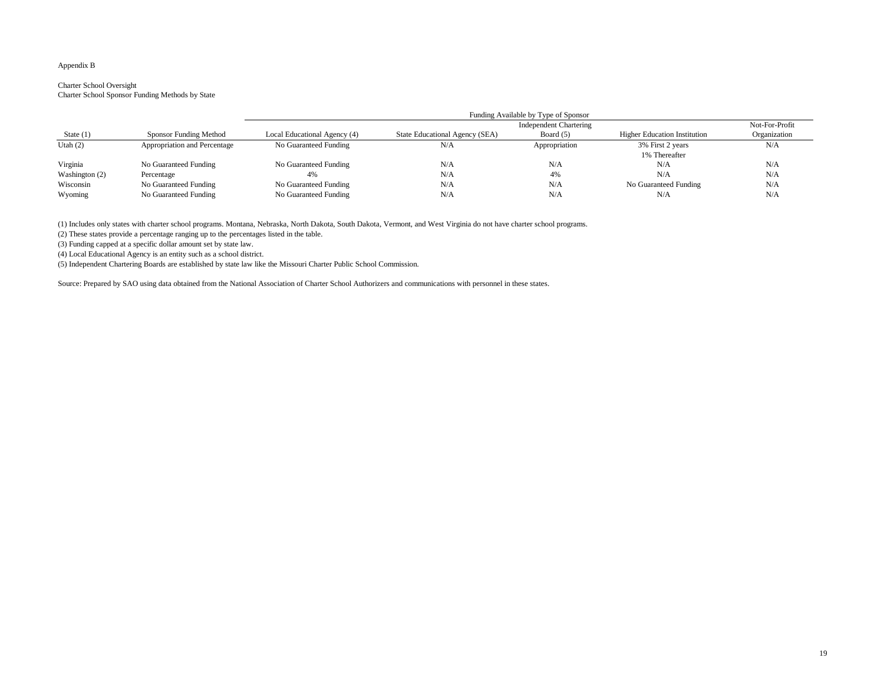Appendix B

Charter School Oversight
Charter School Sponsor Funding Methods by State

| | | Funding Available by Type of Sponsor | | | | |
|---|---|---|---|---|---|---|
| State (1) | Sponsor Funding Method | Local Educational Agency (4) | State Educational Agency (SEA) | Independent Chartering Board (5) | Higher Education Institution | Not-For-Profit Organization |
| Utah (2) | Appropriation and Percentage | No Guaranteed Funding | N/A | Appropriation | 3% First 2 years<br>1% Thereafter | N/A |
| Virginia | No Guaranteed Funding | No Guaranteed Funding | N/A | N/A | N/A | N/A |
| Washington (2) | Percentage | 4% | N/A | 4% | N/A | N/A |
| Wisconsin | No Guaranteed Funding | No Guaranteed Funding | N/A | N/A | No Guaranteed Funding | N/A |
| Wyoming | No Guaranteed Funding | No Guaranteed Funding | N/A | N/A | N/A | N/A |

(1) Includes only states with charter school programs. Montana, Nebraska, North Dakota, South Dakota, Vermont, and West Virginia do not have charter school programs.
(2) These states provide a percentage ranging up to the percentages listed in the table.
(3) Funding capped at a specific dollar amount set by state law.
(4) Local Educational Agency is an entity such as a school district.
(5) Independent Chartering Boards are established by state law like the Missouri Charter Public School Commission.

Source: Prepared by SAO using data obtained from the National Association of Charter School Authorizers and communications with personnel in these states.